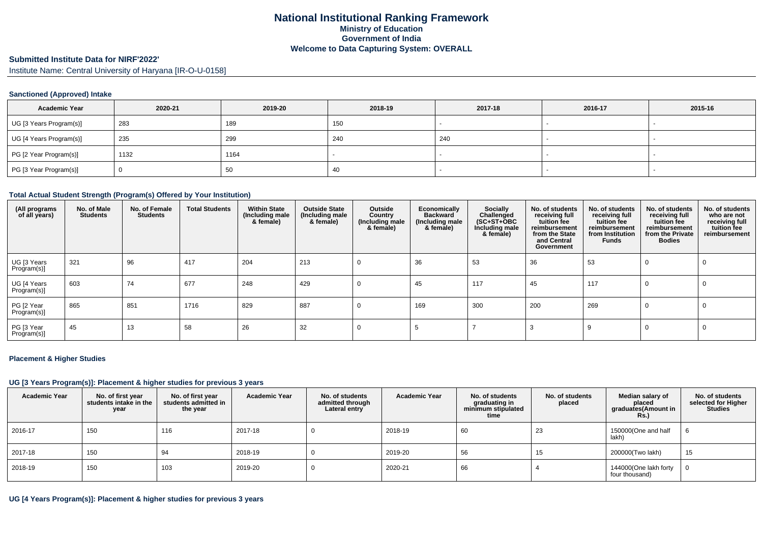# National Institutional Ranking Framework

**Ministry of Education**
**Government of India**
**Welcome to Data Capturing System: OVERALL**

**Submitted Institute Data for NIRF'2022'**

Institute Name: Central University of Haryana [IR-O-U-0158]

### Sanctioned (Approved) Intake

| Academic Year | 2020-21 | 2019-20 | 2018-19 | 2017-18 | 2016-17 | 2015-16 |
|---|---|---|---|---|---|---|
| UG [3 Years Program(s)] | 283 | 189 | 150 | - | - | - |
| UG [4 Years Program(s)] | 235 | 299 | 240 | 240 | - | - |
| PG [2 Year Program(s)] | 1132 | 1164 | - | - | - | - |
| PG [3 Year Program(s)] | 0 | 50 | 40 | - | - | - |

### Total Actual Student Strength (Program(s) Offered by Your Institution)

| (All programs of all years) | No. of Male Students | No. of Female Students | Total Students | Within State (Including male & female) | Outside State (Including male & female) | Outside Country (Including male & female) | Economically Backward (Including male & female) | Socially Challenged (SC+ST+OBC Including male & female) | No. of students receiving full tuition fee reimbursement from the State and Central Government | No. of students receiving full tuition fee reimbursement from Institution Funds | No. of students receiving full tuition fee reimbursement from the Private Bodies | No. of students who are not receiving full tuition fee reimbursement |
|---|---|---|---|---|---|---|---|---|---|---|---|---|
| UG [3 Years Program(s)] | 321 | 96 | 417 | 204 | 213 | 0 | 36 | 53 | 36 | 53 | 0 | 0 |
| UG [4 Years Program(s)] | 603 | 74 | 677 | 248 | 429 | 0 | 45 | 117 | 45 | 117 | 0 | 0 |
| PG [2 Year Program(s)] | 865 | 851 | 1716 | 829 | 887 | 0 | 169 | 300 | 200 | 269 | 0 | 0 |
| PG [3 Year Program(s)] | 45 | 13 | 58 | 26 | 32 | 0 | 5 | 7 | 3 | 9 | 0 | 0 |

### Placement & Higher Studies

### UG [3 Years Program(s)]: Placement & higher studies for previous 3 years

| Academic Year | No. of first year students intake in the year | No. of first year students admitted in the year | Academic Year | No. of students admitted through Lateral entry | Academic Year | No. of students graduating in minimum stipulated time | No. of students placed | Median salary of placed graduates(Amount in Rs.) | No. of students selected for Higher Studies |
|---|---|---|---|---|---|---|---|---|---|
| 2016-17 | 150 | 116 | 2017-18 | 0 | 2018-19 | 60 | 23 | 150000(One and half lakh) | 6 |
| 2017-18 | 150 | 94 | 2018-19 | 0 | 2019-20 | 56 | 15 | 200000(Two lakh) | 15 |
| 2018-19 | 150 | 103 | 2019-20 | 0 | 2020-21 | 66 | 4 | 144000(One lakh forty four thousand) | 0 |

### UG [4 Years Program(s)]: Placement & higher studies for previous 3 years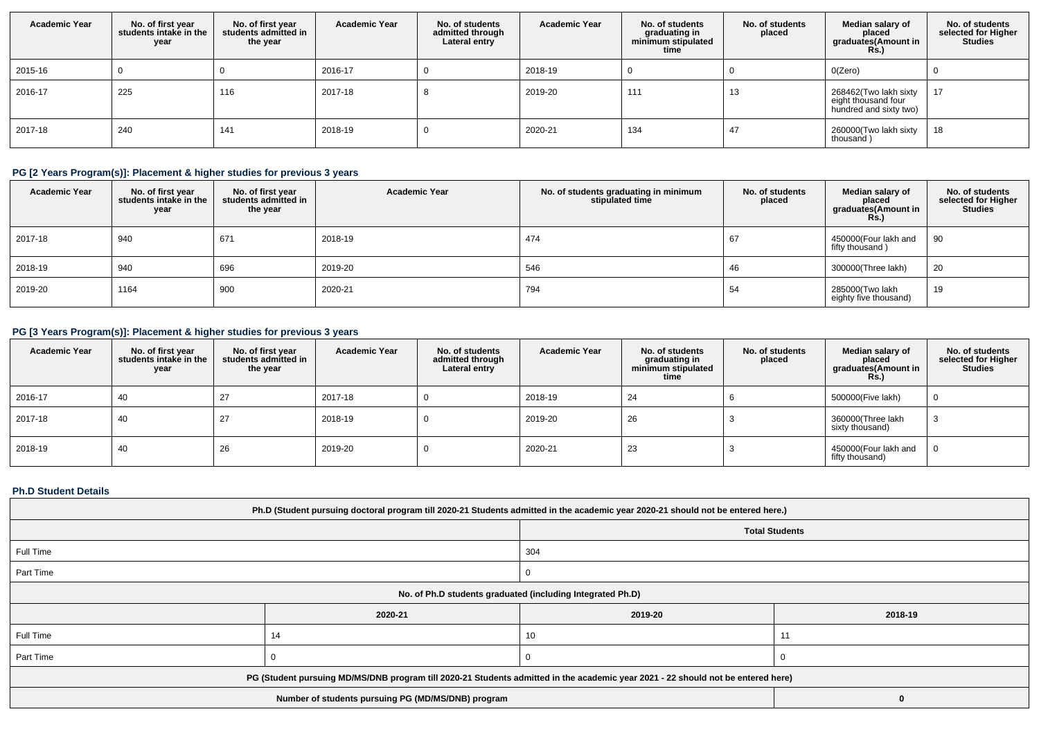| Academic Year | No. of first year students intake in the year | No. of first year students admitted in the year | Academic Year | No. of students admitted through Lateral entry | Academic Year | No. of students graduating in minimum stipulated time | No. of students placed | Median salary of placed graduates(Amount in Rs.) | No. of students selected for Higher Studies |
|---|---|---|---|---|---|---|---|---|---|
| 2015-16 | 0 | 0 | 2016-17 | 0 | 2018-19 | 0 | 0 | 0(Zero) | 0 |
| 2016-17 | 225 | 116 | 2017-18 | 8 | 2019-20 | 111 | 13 | 268462(Two lakh sixty eight thousand four hundred and sixty two) | 17 |
| 2017-18 | 240 | 141 | 2018-19 | 0 | 2020-21 | 134 | 47 | 260000(Two lakh sixty thousand ) | 18 |

### PG [2 Years Program(s)]: Placement & higher studies for previous 3 years

| Academic Year | No. of first year students intake in the year | No. of first year students admitted in the year | Academic Year | No. of students graduating in minimum stipulated time | No. of students placed | Median salary of placed graduates(Amount in Rs.) | No. of students selected for Higher Studies |
|---|---|---|---|---|---|---|---|
| 2017-18 | 940 | 671 | 2018-19 | 474 | 67 | 450000(Four lakh and fifty thousand ) | 90 |
| 2018-19 | 940 | 696 | 2019-20 | 546 | 46 | 300000(Three lakh) | 20 |
| 2019-20 | 1164 | 900 | 2020-21 | 794 | 54 | 285000(Two lakh eighty five thousand) | 19 |

### PG [3 Years Program(s)]: Placement & higher studies for previous 3 years

| Academic Year | No. of first year students intake in the year | No. of first year students admitted in the year | Academic Year | No. of students admitted through Lateral entry | Academic Year | No. of students graduating in minimum stipulated time | No. of students placed | Median salary of placed graduates(Amount in Rs.) | No. of students selected for Higher Studies |
|---|---|---|---|---|---|---|---|---|---|
| 2016-17 | 40 | 27 | 2017-18 | 0 | 2018-19 | 24 | 6 | 500000(Five lakh) | 0 |
| 2017-18 | 40 | 27 | 2018-19 | 0 | 2019-20 | 26 | 3 | 360000(Three lakh sixty thousand) | 3 |
| 2018-19 | 40 | 26 | 2019-20 | 0 | 2020-21 | 23 | 3 | 450000(Four lakh and fifty thousand) | 0 |

### Ph.D Student Details

| Ph.D (Student pursuing doctoral program till 2020-21 Students admitted in the academic year 2020-21 should not be entered here.) | | | |
|---|---|---|---|
| | | **Total Students** | |
| Full Time | | 304 | |
| Part Time | | 0 | |
| **No. of Ph.D students graduated (including Integrated Ph.D)** | | | |
| | 2020-21 | 2019-20 | 2018-19 |
| Full Time | 14 | 10 | 11 |
| Part Time | 0 | 0 | 0 |
| **PG (Student pursuing MD/MS/DNB program till 2020-21 Students admitted in the academic year 2021 - 22 should not be entered here)** | | | |
| Number of students pursuing PG (MD/MS/DNB) program | | | 0 |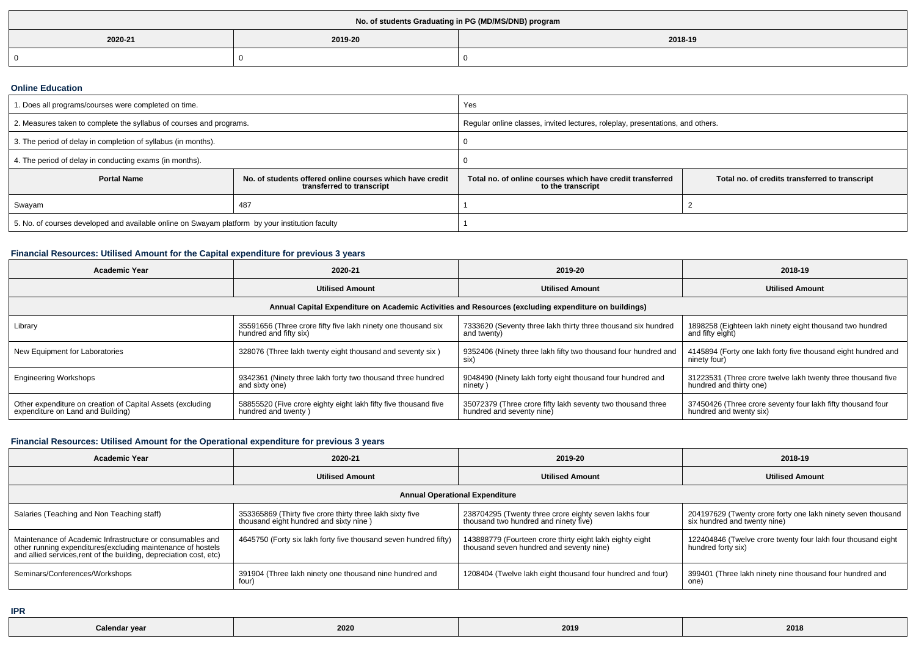| No. of students Graduating in PG (MD/MS/DNB) program | | |
|---|---|---|
| 2020-21 | 2019-20 | 2018-19 |
| 0 | 0 | 0 |

## Online Education

| | | | |
|---|---|---|---|
| 1. Does all programs/courses were completed on time. | | Yes | |
| 2. Measures taken to complete the syllabus of courses and programs. | | Regular online classes, invited lectures, roleplay, presentations, and others. | |
| 3. The period of delay in completion of syllabus (in months). | | 0 | |
| 4. The period of delay in conducting exams (in months). | | 0 | |
| **Portal Name** | **No. of students offered online courses which have credit transferred to transcript** | **Total no. of online courses which have credit transferred to the transcript** | **Total no. of credits transferred to transcript** |
| Swayam | 487 | 1 | 2 |
| 5. No. of courses developed and available online on Swayam platform by your institution faculty | | 1 | |

## Financial Resources: Utilised Amount for the Capital expenditure for previous 3 years

| Academic Year | 2020-21 | 2019-20 | 2018-19 |
|---|---|---|---|
| | **Utilised Amount** | **Utilised Amount** | **Utilised Amount** |
| **Annual Capital Expenditure on Academic Activities and Resources (excluding expenditure on buildings)** | | | |
| Library | 35591656 (Three crore fifty five lakh ninety one thousand six hundred and fifty six) | 7333620 (Seventy three lakh thirty three thousand six hundred and twenty) | 1898258 (Eighteen lakh ninety eight thousand two hundred and fifty eight) |
| New Equipment for Laboratories | 328076 (Three lakh twenty eight thousand and seventy six ) | 9352406 (Ninety three lakh fifty two thousand four hundred and six) | 4145894 (Forty one lakh forty five thousand eight hundred and ninety four) |
| Engineering Workshops | 9342361 (Ninety three lakh forty two thousand three hundred and sixty one) | 9048490 (Ninety lakh forty eight thousand four hundred and ninety ) | 31223531 (Three crore twelve lakh twenty three thousand five hundred and thirty one) |
| Other expenditure on creation of Capital Assets (excluding expenditure on Land and Building) | 58855520 (Five crore eighty eight lakh fifty five thousand five hundred and twenty ) | 35072379 (Three crore fifty lakh seventy two thousand three hundred and seventy nine) | 37450426 (Three crore seventy four lakh fifty thousand four hundred and twenty six) |

## Financial Resources: Utilised Amount for the Operational expenditure for previous 3 years

| Academic Year | 2020-21 | 2019-20 | 2018-19 |
|---|---|---|---|
| | **Utilised Amount** | **Utilised Amount** | **Utilised Amount** |
| **Annual Operational Expenditure** | | | |
| Salaries (Teaching and Non Teaching staff) | 353365869 (Thirty five crore thirty three lakh sixty five thousand eight hundred and sixty nine ) | 238704295 (Twenty three crore eighty seven lakhs four thousand two hundred and ninety five) | 204197629 (Twenty crore forty one lakh ninety seven thousand six hundred and twenty nine) |
| Maintenance of Academic Infrastructure or consumables and other running expenditures(excluding maintenance of hostels and allied services,rent of the building, depreciation cost, etc) | 4645750 (Forty six lakh forty five thousand seven hundred fifty) | 143888779 (Fourteen crore thirty eight lakh eighty eight thousand seven hundred and seventy nine) | 122404846 (Twelve crore twenty four lakh four thousand eight hundred forty six) |
| Seminars/Conferences/Workshops | 391904 (Three lakh ninety one thousand nine hundred and four) | 1208404 (Twelve lakh eight thousand four hundred and four) | 399401 (Three lakh ninety nine thousand four hundred and one) |

## IPR

| Calendar year | 2020 | 2019 | 2018 |
|---|---|---|---|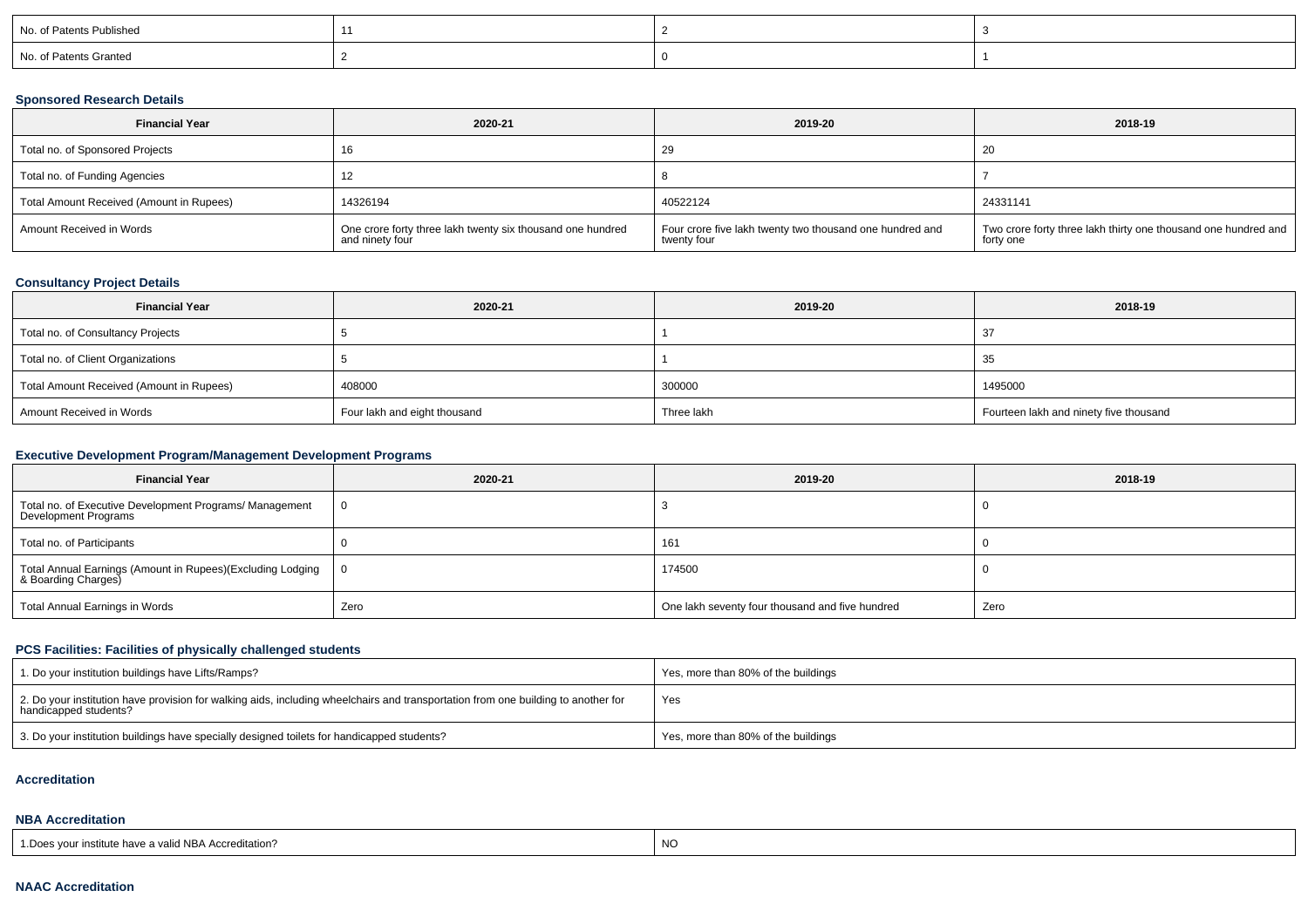| No. of Patents Published | 11 | 2 | 3 |
|---|---|---|---|
| No. of Patents Granted | 2 | 0 | 1 |

### Sponsored Research Details

| Financial Year | 2020-21 | 2019-20 | 2018-19 |
|---|---|---|---|
| Total no. of Sponsored Projects | 16 | 29 | 20 |
| Total no. of Funding Agencies | 12 | 8 | 7 |
| Total Amount Received (Amount in Rupees) | 14326194 | 40522124 | 24331141 |
| Amount Received in Words | One crore forty three lakh twenty six thousand one hundred and ninety four | Four crore five lakh twenty two thousand one hundred and twenty four | Two crore forty three lakh thirty one thousand one hundred and forty one |

### Consultancy Project Details

| Financial Year | 2020-21 | 2019-20 | 2018-19 |
|---|---|---|---|
| Total no. of Consultancy Projects | 5 | 1 | 37 |
| Total no. of Client Organizations | 5 | 1 | 35 |
| Total Amount Received (Amount in Rupees) | 408000 | 300000 | 1495000 |
| Amount Received in Words | Four lakh and eight thousand | Three lakh | Fourteen lakh and ninety five thousand |

### Executive Development Program/Management Development Programs

| Financial Year | 2020-21 | 2019-20 | 2018-19 |
|---|---|---|---|
| Total no. of Executive Development Programs/ Management Development Programs | 0 | 3 | 0 |
| Total no. of Participants | 0 | 161 | 0 |
| Total Annual Earnings (Amount in Rupees)(Excluding Lodging & Boarding Charges) | 0 | 174500 | 0 |
| Total Annual Earnings in Words | Zero | One lakh seventy four thousand and five hundred | Zero |

### PCS Facilities: Facilities of physically challenged students

| | |
|---|---|
| 1. Do your institution buildings have Lifts/Ramps? | Yes, more than 80% of the buildings |
| 2. Do your institution have provision for walking aids, including wheelchairs and transportation from one building to another for handicapped students? | Yes |
| 3. Do your institution buildings have specially designed toilets for handicapped students? | Yes, more than 80% of the buildings |

### Accreditation

### NBA Accreditation

| | |
|---|---|
| 1.Does your institute have a valid NBA Accreditation? | NO |

### NAAC Accreditation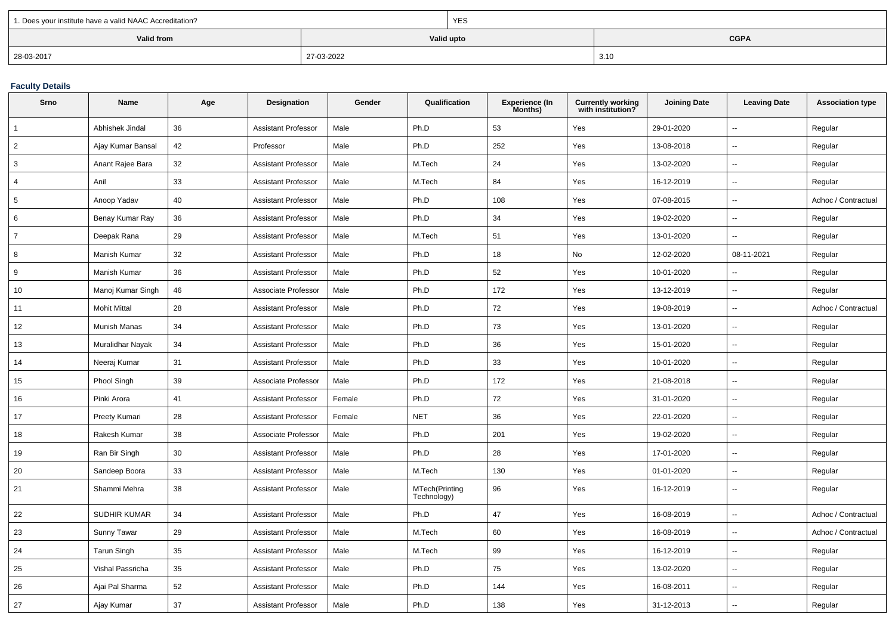| 1. Does your institute have a valid NAAC Accreditation? | YES | |
|---|---|---|
| **Valid from** | **Valid upto** | **CGPA** |
| 28-03-2017 | 27-03-2022 | 3.10 |

### Faculty Details

| Srno | Name | Age | Designation | Gender | Qualification | Experience (In Months) | Currently working with institution? | Joining Date | Leaving Date | Association type |
|---|---|---|---|---|---|---|---|---|---|---|
| 1 | Abhishek Jindal | 36 | Assistant Professor | Male | Ph.D | 53 | Yes | 29-01-2020 | -- | Regular |
| 2 | Ajay Kumar Bansal | 42 | Professor | Male | Ph.D | 252 | Yes | 13-08-2018 | -- | Regular |
| 3 | Anant Rajee Bara | 32 | Assistant Professor | Male | M.Tech | 24 | Yes | 13-02-2020 | -- | Regular |
| 4 | Anil | 33 | Assistant Professor | Male | M.Tech | 84 | Yes | 16-12-2019 | -- | Regular |
| 5 | Anoop Yadav | 40 | Assistant Professor | Male | Ph.D | 108 | Yes | 07-08-2015 | -- | Adhoc / Contractual |
| 6 | Benay Kumar Ray | 36 | Assistant Professor | Male | Ph.D | 34 | Yes | 19-02-2020 | -- | Regular |
| 7 | Deepak Rana | 29 | Assistant Professor | Male | M.Tech | 51 | Yes | 13-01-2020 | -- | Regular |
| 8 | Manish Kumar | 32 | Assistant Professor | Male | Ph.D | 18 | No | 12-02-2020 | 08-11-2021 | Regular |
| 9 | Manish Kumar | 36 | Assistant Professor | Male | Ph.D | 52 | Yes | 10-01-2020 | -- | Regular |
| 10 | Manoj Kumar Singh | 46 | Associate Professor | Male | Ph.D | 172 | Yes | 13-12-2019 | -- | Regular |
| 11 | Mohit Mittal | 28 | Assistant Professor | Male | Ph.D | 72 | Yes | 19-08-2019 | -- | Adhoc / Contractual |
| 12 | Munish Manas | 34 | Assistant Professor | Male | Ph.D | 73 | Yes | 13-01-2020 | -- | Regular |
| 13 | Muralidhar Nayak | 34 | Assistant Professor | Male | Ph.D | 36 | Yes | 15-01-2020 | -- | Regular |
| 14 | Neeraj Kumar | 31 | Assistant Professor | Male | Ph.D | 33 | Yes | 10-01-2020 | -- | Regular |
| 15 | Phool Singh | 39 | Associate Professor | Male | Ph.D | 172 | Yes | 21-08-2018 | -- | Regular |
| 16 | Pinki Arora | 41 | Assistant Professor | Female | Ph.D | 72 | Yes | 31-01-2020 | -- | Regular |
| 17 | Preety Kumari | 28 | Assistant Professor | Female | NET | 36 | Yes | 22-01-2020 | -- | Regular |
| 18 | Rakesh Kumar | 38 | Associate Professor | Male | Ph.D | 201 | Yes | 19-02-2020 | -- | Regular |
| 19 | Ran Bir Singh | 30 | Assistant Professor | Male | Ph.D | 28 | Yes | 17-01-2020 | -- | Regular |
| 20 | Sandeep Boora | 33 | Assistant Professor | Male | M.Tech | 130 | Yes | 01-01-2020 | -- | Regular |
| 21 | Shammi Mehra | 38 | Assistant Professor | Male | MTech(Printing Technology) | 96 | Yes | 16-12-2019 | -- | Regular |
| 22 | SUDHIR KUMAR | 34 | Assistant Professor | Male | Ph.D | 47 | Yes | 16-08-2019 | -- | Adhoc / Contractual |
| 23 | Sunny Tawar | 29 | Assistant Professor | Male | M.Tech | 60 | Yes | 16-08-2019 | -- | Adhoc / Contractual |
| 24 | Tarun Singh | 35 | Assistant Professor | Male | M.Tech | 99 | Yes | 16-12-2019 | -- | Regular |
| 25 | Vishal Passricha | 35 | Assistant Professor | Male | Ph.D | 75 | Yes | 13-02-2020 | -- | Regular |
| 26 | Ajai Pal Sharma | 52 | Assistant Professor | Male | Ph.D | 144 | Yes | 16-08-2011 | -- | Regular |
| 27 | Ajay Kumar | 37 | Assistant Professor | Male | Ph.D | 138 | Yes | 31-12-2013 | -- | Regular |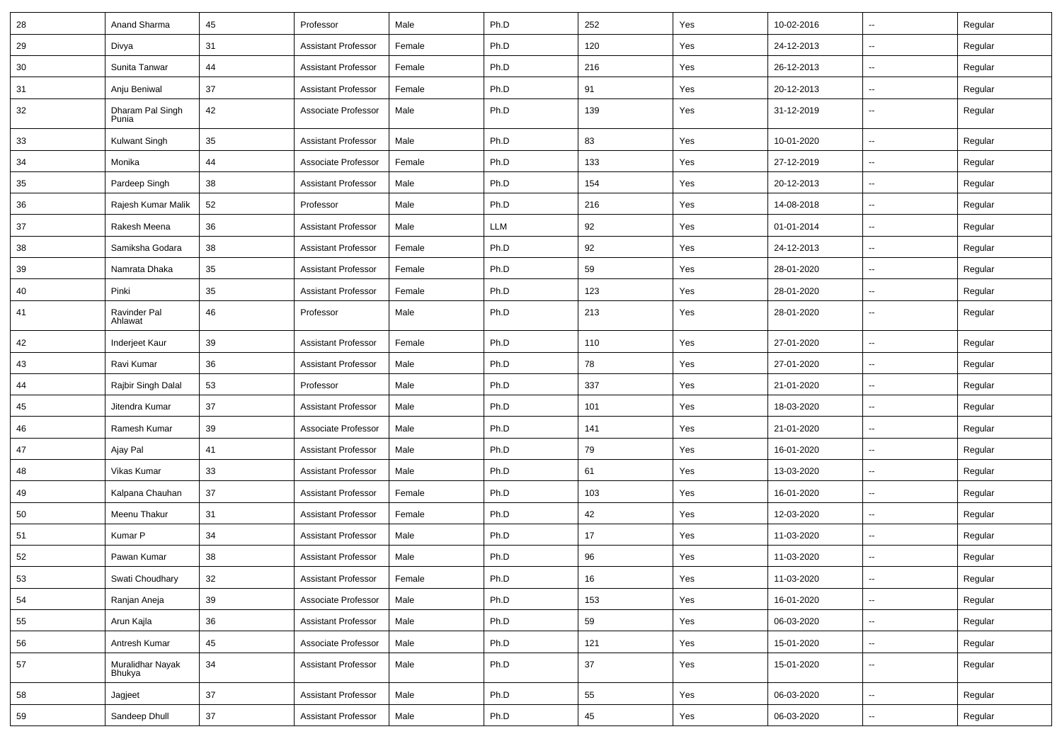| 28 | Anand Sharma | 45 | Professor | Male | Ph.D | 252 | Yes | 10-02-2016 | -- | Regular |
|---|---|---|---|---|---|---|---|---|---|---|
| 29 | Divya | 31 | Assistant Professor | Female | Ph.D | 120 | Yes | 24-12-2013 | -- | Regular |
| 30 | Sunita Tanwar | 44 | Assistant Professor | Female | Ph.D | 216 | Yes | 26-12-2013 | -- | Regular |
| 31 | Anju Beniwal | 37 | Assistant Professor | Female | Ph.D | 91 | Yes | 20-12-2013 | -- | Regular |
| 32 | Dharam Pal Singh Punia | 42 | Associate Professor | Male | Ph.D | 139 | Yes | 31-12-2019 | -- | Regular |
| 33 | Kulwant Singh | 35 | Assistant Professor | Male | Ph.D | 83 | Yes | 10-01-2020 | -- | Regular |
| 34 | Monika | 44 | Associate Professor | Female | Ph.D | 133 | Yes | 27-12-2019 | -- | Regular |
| 35 | Pardeep Singh | 38 | Assistant Professor | Male | Ph.D | 154 | Yes | 20-12-2013 | -- | Regular |
| 36 | Rajesh Kumar Malik | 52 | Professor | Male | Ph.D | 216 | Yes | 14-08-2018 | -- | Regular |
| 37 | Rakesh Meena | 36 | Assistant Professor | Male | LLM | 92 | Yes | 01-01-2014 | -- | Regular |
| 38 | Samiksha Godara | 38 | Assistant Professor | Female | Ph.D | 92 | Yes | 24-12-2013 | -- | Regular |
| 39 | Namrata Dhaka | 35 | Assistant Professor | Female | Ph.D | 59 | Yes | 28-01-2020 | -- | Regular |
| 40 | Pinki | 35 | Assistant Professor | Female | Ph.D | 123 | Yes | 28-01-2020 | -- | Regular |
| 41 | Ravinder Pal Ahlawat | 46 | Professor | Male | Ph.D | 213 | Yes | 28-01-2020 | -- | Regular |
| 42 | Inderjeet Kaur | 39 | Assistant Professor | Female | Ph.D | 110 | Yes | 27-01-2020 | -- | Regular |
| 43 | Ravi Kumar | 36 | Assistant Professor | Male | Ph.D | 78 | Yes | 27-01-2020 | -- | Regular |
| 44 | Rajbir Singh Dalal | 53 | Professor | Male | Ph.D | 337 | Yes | 21-01-2020 | -- | Regular |
| 45 | Jitendra Kumar | 37 | Assistant Professor | Male | Ph.D | 101 | Yes | 18-03-2020 | -- | Regular |
| 46 | Ramesh Kumar | 39 | Associate Professor | Male | Ph.D | 141 | Yes | 21-01-2020 | -- | Regular |
| 47 | Ajay Pal | 41 | Assistant Professor | Male | Ph.D | 79 | Yes | 16-01-2020 | -- | Regular |
| 48 | Vikas Kumar | 33 | Assistant Professor | Male | Ph.D | 61 | Yes | 13-03-2020 | -- | Regular |
| 49 | Kalpana Chauhan | 37 | Assistant Professor | Female | Ph.D | 103 | Yes | 16-01-2020 | -- | Regular |
| 50 | Meenu Thakur | 31 | Assistant Professor | Female | Ph.D | 42 | Yes | 12-03-2020 | -- | Regular |
| 51 | Kumar P | 34 | Assistant Professor | Male | Ph.D | 17 | Yes | 11-03-2020 | -- | Regular |
| 52 | Pawan Kumar | 38 | Assistant Professor | Male | Ph.D | 96 | Yes | 11-03-2020 | -- | Regular |
| 53 | Swati Choudhary | 32 | Assistant Professor | Female | Ph.D | 16 | Yes | 11-03-2020 | -- | Regular |
| 54 | Ranjan Aneja | 39 | Associate Professor | Male | Ph.D | 153 | Yes | 16-01-2020 | -- | Regular |
| 55 | Arun Kajla | 36 | Assistant Professor | Male | Ph.D | 59 | Yes | 06-03-2020 | -- | Regular |
| 56 | Antresh Kumar | 45 | Associate Professor | Male | Ph.D | 121 | Yes | 15-01-2020 | -- | Regular |
| 57 | Muralidhar Nayak Bhukya | 34 | Assistant Professor | Male | Ph.D | 37 | Yes | 15-01-2020 | -- | Regular |
| 58 | Jagjeet | 37 | Assistant Professor | Male | Ph.D | 55 | Yes | 06-03-2020 | -- | Regular |
| 59 | Sandeep Dhull | 37 | Assistant Professor | Male | Ph.D | 45 | Yes | 06-03-2020 | -- | Regular |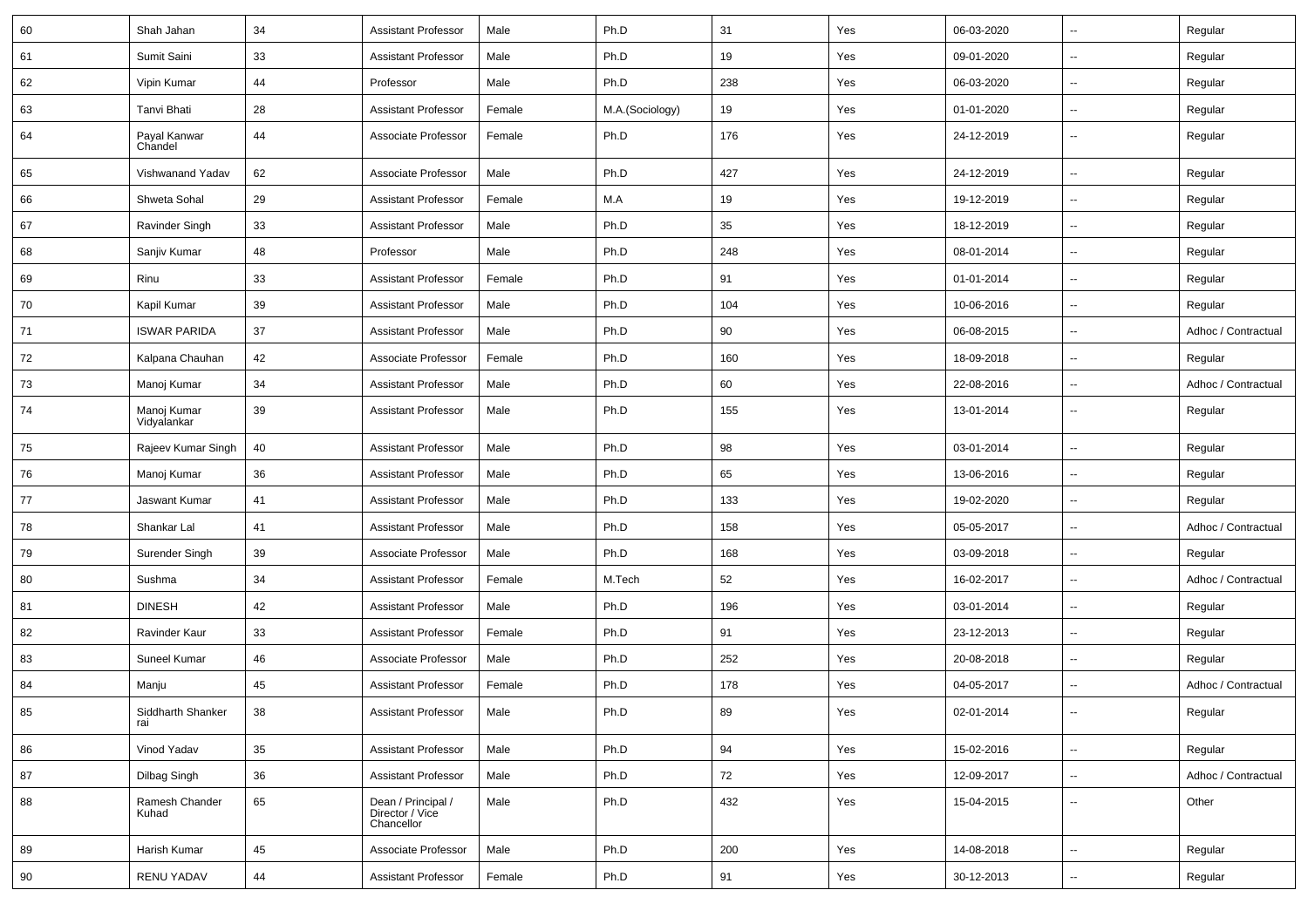| 60 | Shah Jahan | 34 | Assistant Professor | Male | Ph.D | 31 | Yes | 06-03-2020 | -- | Regular |
|---|---|---|---|---|---|---|---|---|---|---|
| 61 | Sumit Saini | 33 | Assistant Professor | Male | Ph.D | 19 | Yes | 09-01-2020 | -- | Regular |
| 62 | Vipin Kumar | 44 | Professor | Male | Ph.D | 238 | Yes | 06-03-2020 | -- | Regular |
| 63 | Tanvi Bhati | 28 | Assistant Professor | Female | M.A.(Sociology) | 19 | Yes | 01-01-2020 | -- | Regular |
| 64 | Payal Kanwar Chandel | 44 | Associate Professor | Female | Ph.D | 176 | Yes | 24-12-2019 | -- | Regular |
| 65 | Vishwanand Yadav | 62 | Associate Professor | Male | Ph.D | 427 | Yes | 24-12-2019 | -- | Regular |
| 66 | Shweta Sohal | 29 | Assistant Professor | Female | M.A | 19 | Yes | 19-12-2019 | -- | Regular |
| 67 | Ravinder Singh | 33 | Assistant Professor | Male | Ph.D | 35 | Yes | 18-12-2019 | -- | Regular |
| 68 | Sanjiv Kumar | 48 | Professor | Male | Ph.D | 248 | Yes | 08-01-2014 | -- | Regular |
| 69 | Rinu | 33 | Assistant Professor | Female | Ph.D | 91 | Yes | 01-01-2014 | -- | Regular |
| 70 | Kapil Kumar | 39 | Assistant Professor | Male | Ph.D | 104 | Yes | 10-06-2016 | -- | Regular |
| 71 | ISWAR PARIDA | 37 | Assistant Professor | Male | Ph.D | 90 | Yes | 06-08-2015 | -- | Adhoc / Contractual |
| 72 | Kalpana Chauhan | 42 | Associate Professor | Female | Ph.D | 160 | Yes | 18-09-2018 | -- | Regular |
| 73 | Manoj Kumar | 34 | Assistant Professor | Male | Ph.D | 60 | Yes | 22-08-2016 | -- | Adhoc / Contractual |
| 74 | Manoj Kumar Vidyalankar | 39 | Assistant Professor | Male | Ph.D | 155 | Yes | 13-01-2014 | -- | Regular |
| 75 | Rajeev Kumar Singh | 40 | Assistant Professor | Male | Ph.D | 98 | Yes | 03-01-2014 | -- | Regular |
| 76 | Manoj Kumar | 36 | Assistant Professor | Male | Ph.D | 65 | Yes | 13-06-2016 | -- | Regular |
| 77 | Jaswant Kumar | 41 | Assistant Professor | Male | Ph.D | 133 | Yes | 19-02-2020 | -- | Regular |
| 78 | Shankar Lal | 41 | Assistant Professor | Male | Ph.D | 158 | Yes | 05-05-2017 | -- | Adhoc / Contractual |
| 79 | Surender Singh | 39 | Associate Professor | Male | Ph.D | 168 | Yes | 03-09-2018 | -- | Regular |
| 80 | Sushma | 34 | Assistant Professor | Female | M.Tech | 52 | Yes | 16-02-2017 | -- | Adhoc / Contractual |
| 81 | DINESH | 42 | Assistant Professor | Male | Ph.D | 196 | Yes | 03-01-2014 | -- | Regular |
| 82 | Ravinder Kaur | 33 | Assistant Professor | Female | Ph.D | 91 | Yes | 23-12-2013 | -- | Regular |
| 83 | Suneel Kumar | 46 | Associate Professor | Male | Ph.D | 252 | Yes | 20-08-2018 | -- | Regular |
| 84 | Manju | 45 | Assistant Professor | Female | Ph.D | 178 | Yes | 04-05-2017 | -- | Adhoc / Contractual |
| 85 | Siddharth Shanker rai | 38 | Assistant Professor | Male | Ph.D | 89 | Yes | 02-01-2014 | -- | Regular |
| 86 | Vinod Yadav | 35 | Assistant Professor | Male | Ph.D | 94 | Yes | 15-02-2016 | -- | Regular |
| 87 | Dilbag Singh | 36 | Assistant Professor | Male | Ph.D | 72 | Yes | 12-09-2017 | -- | Adhoc / Contractual |
| 88 | Ramesh Chander Kuhad | 65 | Dean / Principal / Director / Vice Chancellor | Male | Ph.D | 432 | Yes | 15-04-2015 | -- | Other |
| 89 | Harish Kumar | 45 | Associate Professor | Male | Ph.D | 200 | Yes | 14-08-2018 | -- | Regular |
| 90 | RENU YADAV | 44 | Assistant Professor | Female | Ph.D | 91 | Yes | 30-12-2013 | -- | Regular |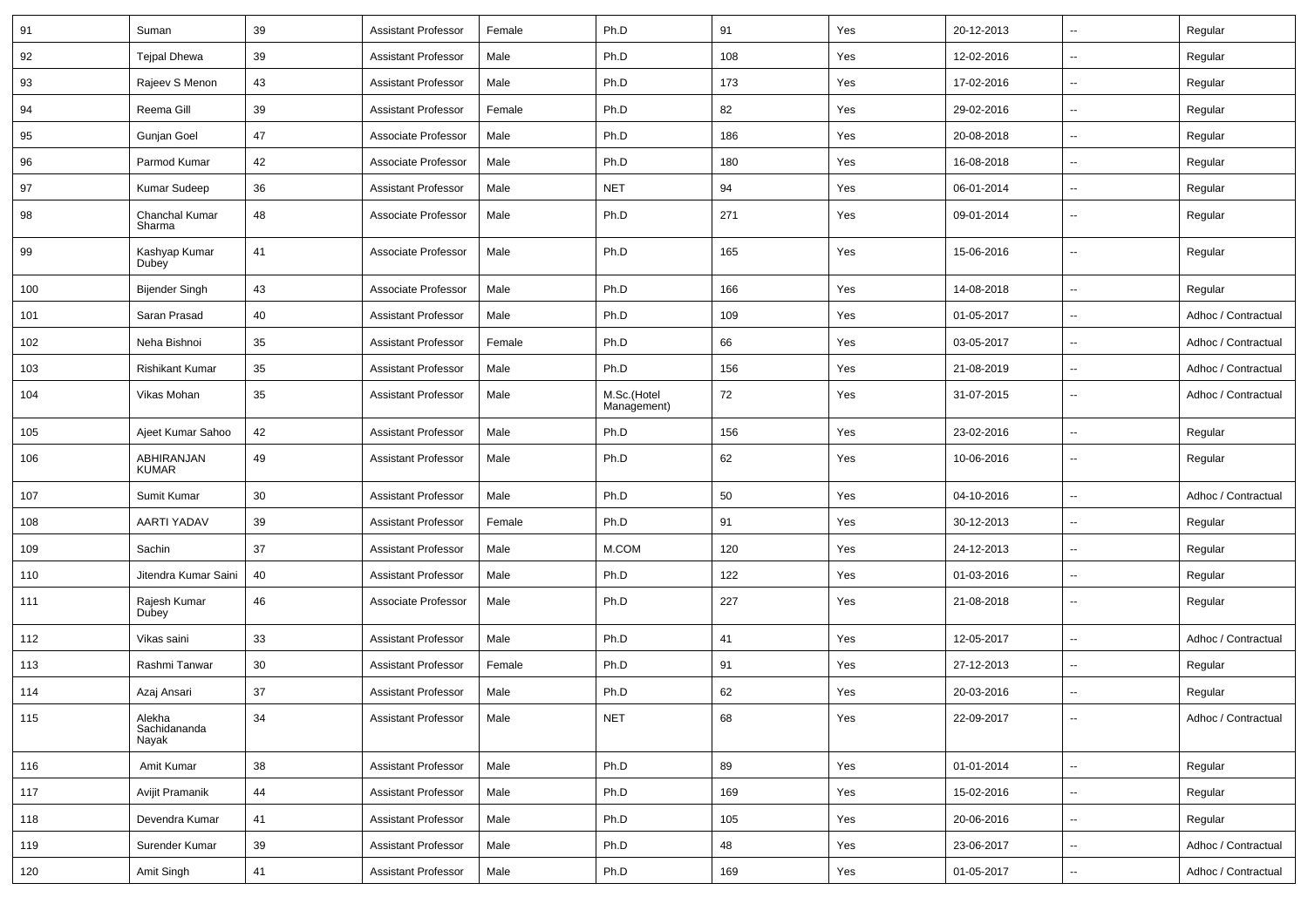| 91 | Suman | 39 | Assistant Professor | Female | Ph.D | 91 | Yes | 20-12-2013 | -- | Regular |
|---|---|---|---|---|---|---|---|---|---|---|
| 92 | Tejpal Dhewa | 39 | Assistant Professor | Male | Ph.D | 108 | Yes | 12-02-2016 | -- | Regular |
| 93 | Rajeev S Menon | 43 | Assistant Professor | Male | Ph.D | 173 | Yes | 17-02-2016 | -- | Regular |
| 94 | Reema Gill | 39 | Assistant Professor | Female | Ph.D | 82 | Yes | 29-02-2016 | -- | Regular |
| 95 | Gunjan Goel | 47 | Associate Professor | Male | Ph.D | 186 | Yes | 20-08-2018 | -- | Regular |
| 96 | Parmod Kumar | 42 | Associate Professor | Male | Ph.D | 180 | Yes | 16-08-2018 | -- | Regular |
| 97 | Kumar Sudeep | 36 | Assistant Professor | Male | NET | 94 | Yes | 06-01-2014 | -- | Regular |
| 98 | Chanchal Kumar Sharma | 48 | Associate Professor | Male | Ph.D | 271 | Yes | 09-01-2014 | -- | Regular |
| 99 | Kashyap Kumar Dubey | 41 | Associate Professor | Male | Ph.D | 165 | Yes | 15-06-2016 | -- | Regular |
| 100 | Bijender Singh | 43 | Associate Professor | Male | Ph.D | 166 | Yes | 14-08-2018 | -- | Regular |
| 101 | Saran Prasad | 40 | Assistant Professor | Male | Ph.D | 109 | Yes | 01-05-2017 | -- | Adhoc / Contractual |
| 102 | Neha Bishnoi | 35 | Assistant Professor | Female | Ph.D | 66 | Yes | 03-05-2017 | -- | Adhoc / Contractual |
| 103 | Rishikant Kumar | 35 | Assistant Professor | Male | Ph.D | 156 | Yes | 21-08-2019 | -- | Adhoc / Contractual |
| 104 | Vikas Mohan | 35 | Assistant Professor | Male | M.Sc.(Hotel Management) | 72 | Yes | 31-07-2015 | -- | Adhoc / Contractual |
| 105 | Ajeet Kumar Sahoo | 42 | Assistant Professor | Male | Ph.D | 156 | Yes | 23-02-2016 | -- | Regular |
| 106 | ABHIRANJAN KUMAR | 49 | Assistant Professor | Male | Ph.D | 62 | Yes | 10-06-2016 | -- | Regular |
| 107 | Sumit Kumar | 30 | Assistant Professor | Male | Ph.D | 50 | Yes | 04-10-2016 | -- | Adhoc / Contractual |
| 108 | AARTI YADAV | 39 | Assistant Professor | Female | Ph.D | 91 | Yes | 30-12-2013 | -- | Regular |
| 109 | Sachin | 37 | Assistant Professor | Male | M.COM | 120 | Yes | 24-12-2013 | -- | Regular |
| 110 | Jitendra Kumar Saini | 40 | Assistant Professor | Male | Ph.D | 122 | Yes | 01-03-2016 | -- | Regular |
| 111 | Rajesh Kumar Dubey | 46 | Associate Professor | Male | Ph.D | 227 | Yes | 21-08-2018 | -- | Regular |
| 112 | Vikas saini | 33 | Assistant Professor | Male | Ph.D | 41 | Yes | 12-05-2017 | -- | Adhoc / Contractual |
| 113 | Rashmi Tanwar | 30 | Assistant Professor | Female | Ph.D | 91 | Yes | 27-12-2013 | -- | Regular |
| 114 | Azaj Ansari | 37 | Assistant Professor | Male | Ph.D | 62 | Yes | 20-03-2016 | -- | Regular |
| 115 | Alekha Sachidananda Nayak | 34 | Assistant Professor | Male | NET | 68 | Yes | 22-09-2017 | -- | Adhoc / Contractual |
| 116 | Amit Kumar | 38 | Assistant Professor | Male | Ph.D | 89 | Yes | 01-01-2014 | -- | Regular |
| 117 | Avijit Pramanik | 44 | Assistant Professor | Male | Ph.D | 169 | Yes | 15-02-2016 | -- | Regular |
| 118 | Devendra Kumar | 41 | Assistant Professor | Male | Ph.D | 105 | Yes | 20-06-2016 | -- | Regular |
| 119 | Surender Kumar | 39 | Assistant Professor | Male | Ph.D | 48 | Yes | 23-06-2017 | -- | Adhoc / Contractual |
| 120 | Amit Singh | 41 | Assistant Professor | Male | Ph.D | 169 | Yes | 01-05-2017 | -- | Adhoc / Contractual |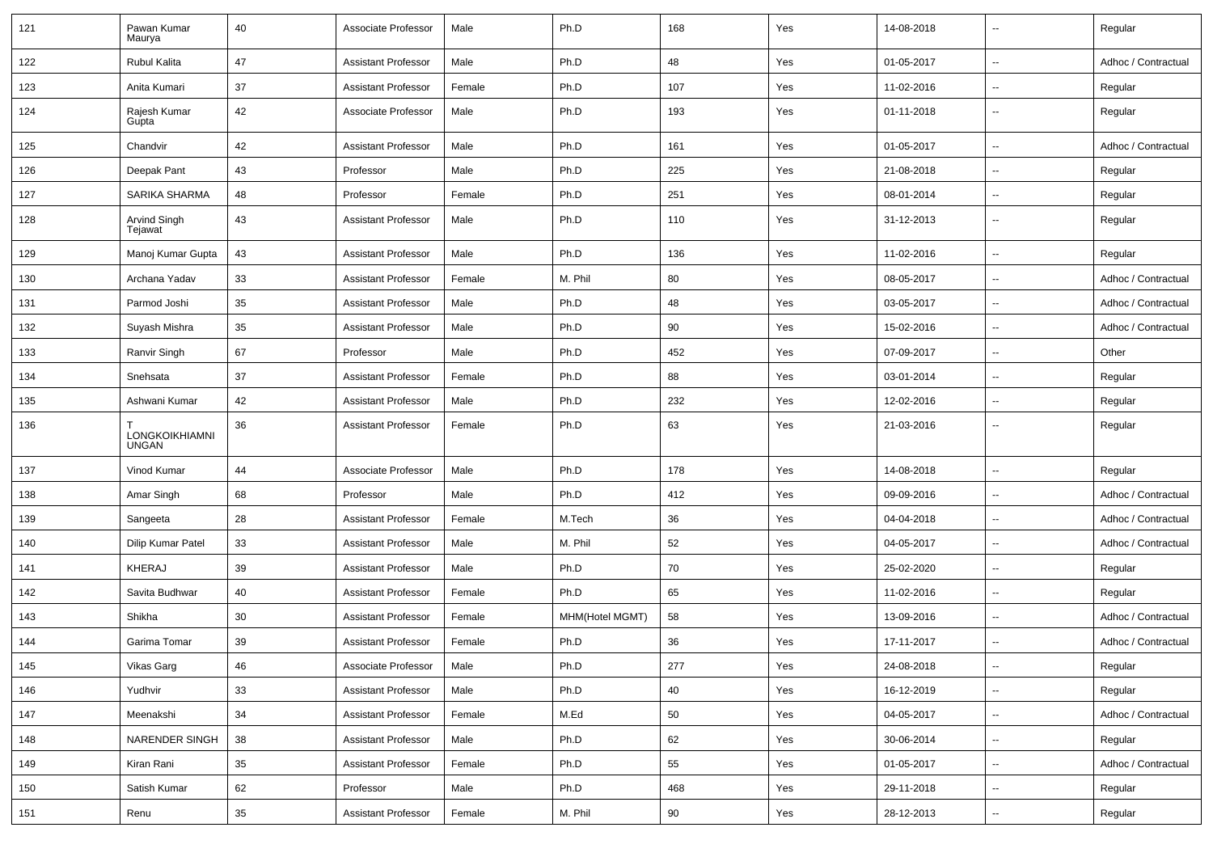| 121 | Pawan Kumar Maurya | 40 | Associate Professor | Male | Ph.D | 168 | Yes | 14-08-2018 | -- | Regular |
|---|---|---|---|---|---|---|---|---|---|---|
| 122 | Rubul Kalita | 47 | Assistant Professor | Male | Ph.D | 48 | Yes | 01-05-2017 | -- | Adhoc / Contractual |
| 123 | Anita Kumari | 37 | Assistant Professor | Female | Ph.D | 107 | Yes | 11-02-2016 | -- | Regular |
| 124 | Rajesh Kumar Gupta | 42 | Associate Professor | Male | Ph.D | 193 | Yes | 01-11-2018 | -- | Regular |
| 125 | Chandvir | 42 | Assistant Professor | Male | Ph.D | 161 | Yes | 01-05-2017 | -- | Adhoc / Contractual |
| 126 | Deepak Pant | 43 | Professor | Male | Ph.D | 225 | Yes | 21-08-2018 | -- | Regular |
| 127 | SARIKA SHARMA | 48 | Professor | Female | Ph.D | 251 | Yes | 08-01-2014 | -- | Regular |
| 128 | Arvind Singh Tejawat | 43 | Assistant Professor | Male | Ph.D | 110 | Yes | 31-12-2013 | -- | Regular |
| 129 | Manoj Kumar Gupta | 43 | Assistant Professor | Male | Ph.D | 136 | Yes | 11-02-2016 | -- | Regular |
| 130 | Archana Yadav | 33 | Assistant Professor | Female | M. Phil | 80 | Yes | 08-05-2017 | -- | Adhoc / Contractual |
| 131 | Parmod Joshi | 35 | Assistant Professor | Male | Ph.D | 48 | Yes | 03-05-2017 | -- | Adhoc / Contractual |
| 132 | Suyash Mishra | 35 | Assistant Professor | Male | Ph.D | 90 | Yes | 15-02-2016 | -- | Adhoc / Contractual |
| 133 | Ranvir Singh | 67 | Professor | Male | Ph.D | 452 | Yes | 07-09-2017 | -- | Other |
| 134 | Snehsata | 37 | Assistant Professor | Female | Ph.D | 88 | Yes | 03-01-2014 | -- | Regular |
| 135 | Ashwani Kumar | 42 | Assistant Professor | Male | Ph.D | 232 | Yes | 12-02-2016 | -- | Regular |
| 136 | T LONGKOIKHIAMNI UNGAN | 36 | Assistant Professor | Female | Ph.D | 63 | Yes | 21-03-2016 | -- | Regular |
| 137 | Vinod Kumar | 44 | Associate Professor | Male | Ph.D | 178 | Yes | 14-08-2018 | -- | Regular |
| 138 | Amar Singh | 68 | Professor | Male | Ph.D | 412 | Yes | 09-09-2016 | -- | Adhoc / Contractual |
| 139 | Sangeeta | 28 | Assistant Professor | Female | M.Tech | 36 | Yes | 04-04-2018 | -- | Adhoc / Contractual |
| 140 | Dilip Kumar Patel | 33 | Assistant Professor | Male | M. Phil | 52 | Yes | 04-05-2017 | -- | Adhoc / Contractual |
| 141 | KHERAJ | 39 | Assistant Professor | Male | Ph.D | 70 | Yes | 25-02-2020 | -- | Regular |
| 142 | Savita Budhwar | 40 | Assistant Professor | Female | Ph.D | 65 | Yes | 11-02-2016 | -- | Regular |
| 143 | Shikha | 30 | Assistant Professor | Female | MHM(Hotel MGMT) | 58 | Yes | 13-09-2016 | -- | Adhoc / Contractual |
| 144 | Garima Tomar | 39 | Assistant Professor | Female | Ph.D | 36 | Yes | 17-11-2017 | -- | Adhoc / Contractual |
| 145 | Vikas Garg | 46 | Associate Professor | Male | Ph.D | 277 | Yes | 24-08-2018 | -- | Regular |
| 146 | Yudhvir | 33 | Assistant Professor | Male | Ph.D | 40 | Yes | 16-12-2019 | -- | Regular |
| 147 | Meenakshi | 34 | Assistant Professor | Female | M.Ed | 50 | Yes | 04-05-2017 | -- | Adhoc / Contractual |
| 148 | NARENDER SINGH | 38 | Assistant Professor | Male | Ph.D | 62 | Yes | 30-06-2014 | -- | Regular |
| 149 | Kiran Rani | 35 | Assistant Professor | Female | Ph.D | 55 | Yes | 01-05-2017 | -- | Adhoc / Contractual |
| 150 | Satish Kumar | 62 | Professor | Male | Ph.D | 468 | Yes | 29-11-2018 | -- | Regular |
| 151 | Renu | 35 | Assistant Professor | Female | M. Phil | 90 | Yes | 28-12-2013 | -- | Regular |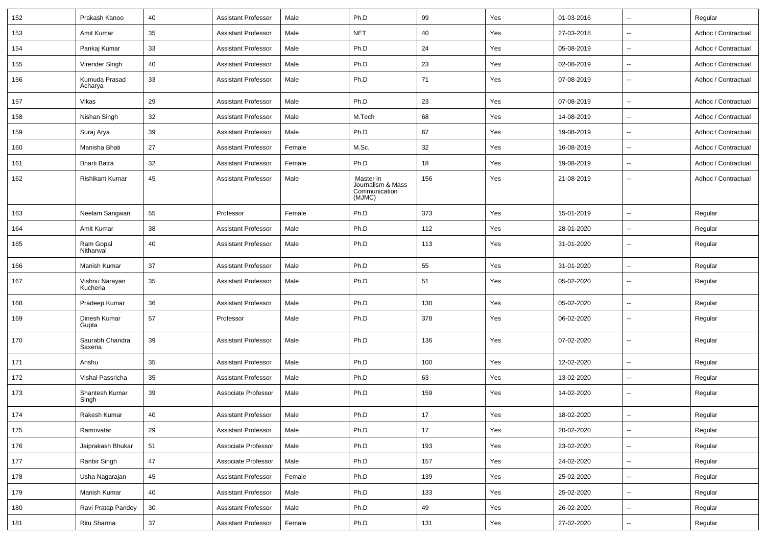| | | | | | | | | | | |
|---|---|---|---|---|---|---|---|---|---|---|
| 152 | Prakash Kanoo | 40 | Assistant Professor | Male | Ph.D | 99 | Yes | 01-03-2016 | -- | Regular |
| 153 | Amit Kumar | 35 | Assistant Professor | Male | NET | 40 | Yes | 27-03-2018 | -- | Adhoc / Contractual |
| 154 | Pankaj Kumar | 33 | Assistant Professor | Male | Ph.D | 24 | Yes | 05-08-2019 | -- | Adhoc / Contractual |
| 155 | Virender Singh | 40 | Assistant Professor | Male | Ph.D | 23 | Yes | 02-08-2019 | -- | Adhoc / Contractual |
| 156 | Kumuda Prasad Acharya | 33 | Assistant Professor | Male | Ph.D | 71 | Yes | 07-08-2019 | -- | Adhoc / Contractual |
| 157 | Vikas | 29 | Assistant Professor | Male | Ph.D | 23 | Yes | 07-08-2019 | -- | Adhoc / Contractual |
| 158 | Nishan Singh | 32 | Assistant Professor | Male | M.Tech | 68 | Yes | 14-08-2019 | -- | Adhoc / Contractual |
| 159 | Suraj Arya | 39 | Assistant Professor | Male | Ph.D | 67 | Yes | 19-08-2019 | -- | Adhoc / Contractual |
| 160 | Manisha Bhati | 27 | Assistant Professor | Female | M.Sc. | 32 | Yes | 16-08-2019 | -- | Adhoc / Contractual |
| 161 | Bharti Batra | 32 | Assistant Professor | Female | Ph.D | 18 | Yes | 19-08-2019 | -- | Adhoc / Contractual |
| 162 | Rishikant Kumar | 45 | Assistant Professor | Male | Master in Journalism & Mass Communication (MJMC) | 156 | Yes | 21-08-2019 | -- | Adhoc / Contractual |
| 163 | Neelam Sangwan | 55 | Professor | Female | Ph.D | 373 | Yes | 15-01-2019 | -- | Regular |
| 164 | Amit Kumar | 38 | Assistant Professor | Male | Ph.D | 112 | Yes | 28-01-2020 | -- | Regular |
| 165 | Ram Gopal Nitharwal | 40 | Assistant Professor | Male | Ph.D | 113 | Yes | 31-01-2020 | -- | Regular |
| 166 | Manish Kumar | 37 | Assistant Professor | Male | Ph.D | 55 | Yes | 31-01-2020 | -- | Regular |
| 167 | Vishnu Narayan Kucheria | 35 | Assistant Professor | Male | Ph.D | 51 | Yes | 05-02-2020 | -- | Regular |
| 168 | Pradeep Kumar | 36 | Assistant Professor | Male | Ph.D | 130 | Yes | 05-02-2020 | -- | Regular |
| 169 | Dinesh Kumar Gupta | 57 | Professor | Male | Ph.D | 378 | Yes | 06-02-2020 | -- | Regular |
| 170 | Saurabh Chandra Saxena | 39 | Assistant Professor | Male | Ph.D | 136 | Yes | 07-02-2020 | -- | Regular |
| 171 | Anshu | 35 | Assistant Professor | Male | Ph.D | 100 | Yes | 12-02-2020 | -- | Regular |
| 172 | Vishal Passricha | 35 | Assistant Professor | Male | Ph.D | 63 | Yes | 13-02-2020 | -- | Regular |
| 173 | Shantesh Kumar Singh | 39 | Associate Professor | Male | Ph.D | 159 | Yes | 14-02-2020 | -- | Regular |
| 174 | Rakesh Kumar | 40 | Assistant Professor | Male | Ph.D | 17 | Yes | 18-02-2020 | -- | Regular |
| 175 | Ramovatar | 29 | Assistant Professor | Male | Ph.D | 17 | Yes | 20-02-2020 | -- | Regular |
| 176 | Jaiprakash Bhukar | 51 | Associate Professor | Male | Ph.D | 193 | Yes | 23-02-2020 | -- | Regular |
| 177 | Ranbir Singh | 47 | Associate Professor | Male | Ph.D | 157 | Yes | 24-02-2020 | -- | Regular |
| 178 | Usha Nagarajan | 45 | Assistant Professor | Female | Ph.D | 139 | Yes | 25-02-2020 | -- | Regular |
| 179 | Manish Kumar | 40 | Assistant Professor | Male | Ph.D | 133 | Yes | 25-02-2020 | -- | Regular |
| 180 | Ravi Pratap Pandey | 30 | Assistant Professor | Male | Ph.D | 49 | Yes | 26-02-2020 | -- | Regular |
| 181 | Ritu Sharma | 37 | Assistant Professor | Female | Ph.D | 131 | Yes | 27-02-2020 | -- | Regular |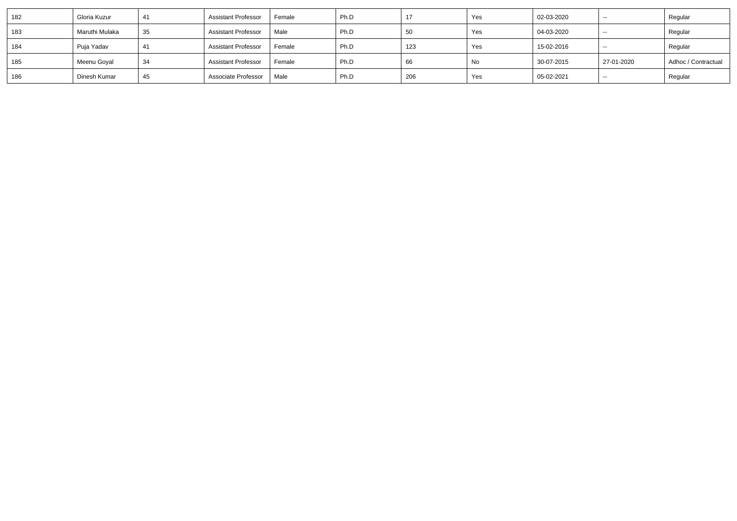| | | | | | | | | | | |
|---|---|---|---|---|---|---|---|---|---|---|
| 182 | Gloria Kuzur | 41 | Assistant Professor | Female | Ph.D | 17 | Yes | 02-03-2020 | -- | Regular |
| 183 | Maruthi Mulaka | 35 | Assistant Professor | Male | Ph.D | 50 | Yes | 04-03-2020 | -- | Regular |
| 184 | Puja Yadav | 41 | Assistant Professor | Female | Ph.D | 123 | Yes | 15-02-2016 | -- | Regular |
| 185 | Meenu Goyal | 34 | Assistant Professor | Female | Ph.D | 66 | No | 30-07-2015 | 27-01-2020 | Adhoc / Contractual |
| 186 | Dinesh Kumar | 45 | Associate Professor | Male | Ph.D | 206 | Yes | 05-02-2021 | -- | Regular |